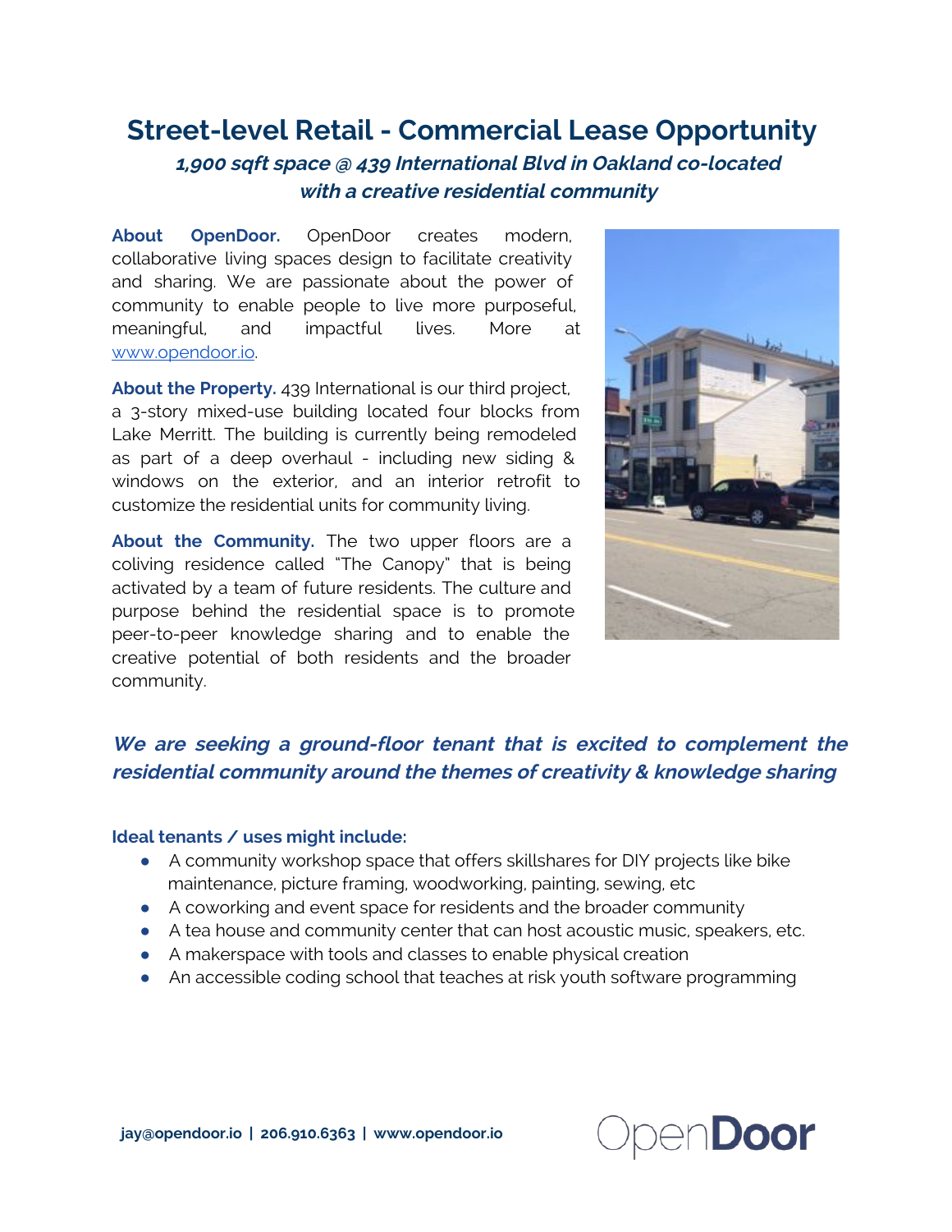# Street-level Retail - Commercial Lease Opportunity

## *1,900 sqft space @ 439 International Blvd in Oakland co-located with a creative residential community*

**About OpenDoor.** OpenDoor creates modern, collaborative living spaces design to facilitate creativity and sharing. We are passionate about the power of community to enable people to live more purposeful, meaningful, and impactful lives. More at www.opendoor.io.

**About the Property.** 439 International is our third project, a 3-story mixed-use building located four blocks from Lake Merritt. The building is currently being remodeled as part of a deep overhaul - including new siding & windows on the exterior, and an interior retrofit to customize the residential units for community living.

**About the Community.** The two upper floors are a coliving residence called "The Canopy" that is being activated by a team of future residents. The culture and purpose behind the residential space is to promote peer-to-peer knowledge sharing and to enable the creative potential of both residents and the broader community.

***We are seeking a ground-floor tenant that is excited to complement the residential community around the themes of creativity & knowledge sharing***

**Ideal tenants / uses might include:**

- A community workshop space that offers skillshares for DIY projects like bike maintenance, picture framing, woodworking, painting, sewing, etc
- A coworking and event space for residents and the broader community
- A tea house and community center that can host acoustic music, speakers, etc.
- A makerspace with tools and classes to enable physical creation
- An accessible coding school that teaches at risk youth software programming

**jay@opendoor.io | 206.910.6363 | www.opendoor.io**

OpenDoor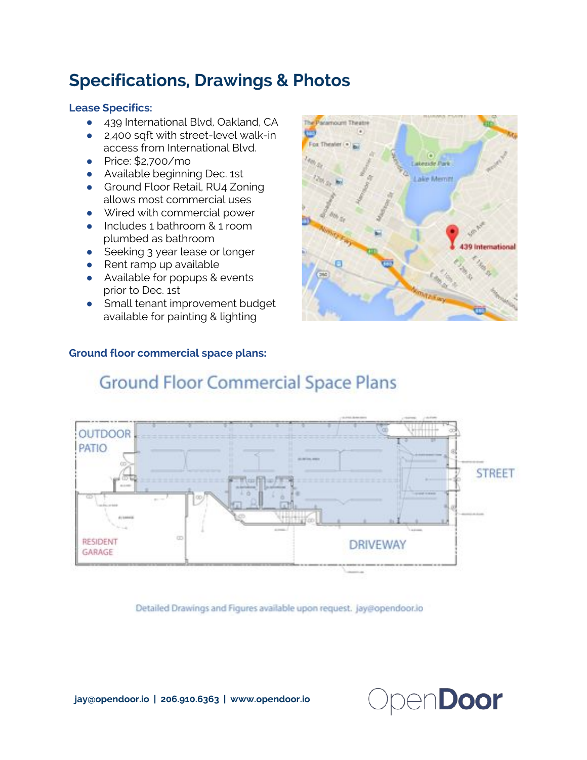# Specifications, Drawings & Photos

### Lease Specifics:

- 439 International Blvd, Oakland, CA
- 2,400 sqft with street-level walk-in access from International Blvd.
- Price: $2,700/mo
- Available beginning Dec. 1st
- Ground Floor Retail, RU4 Zoning allows most commercial uses
- Wired with commercial power
- Includes 1 bathroom & 1 room plumbed as bathroom
- Seeking 3 year lease or longer
- Rent ramp up available
- Available for popups & events prior to Dec. 1st
- Small tenant improvement budget available for painting & lighting

### Ground floor commercial space plans:

Detailed Drawings and Figures available upon request. jay@opendoor.io

**jay@opendoor.io | 206.910.6363 | www.opendoor.io**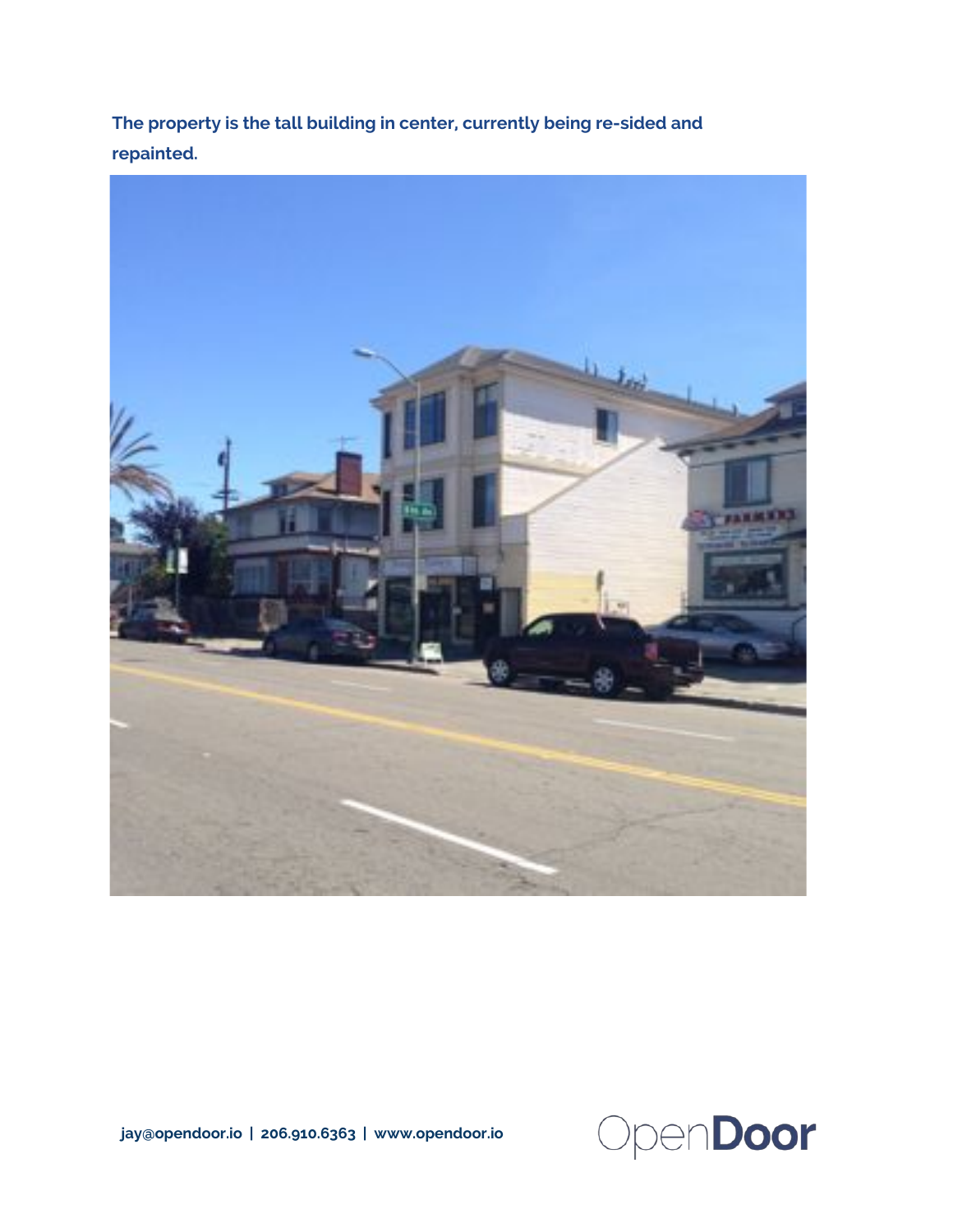**The property is the tall building in center, currently being re-sided and repainted.**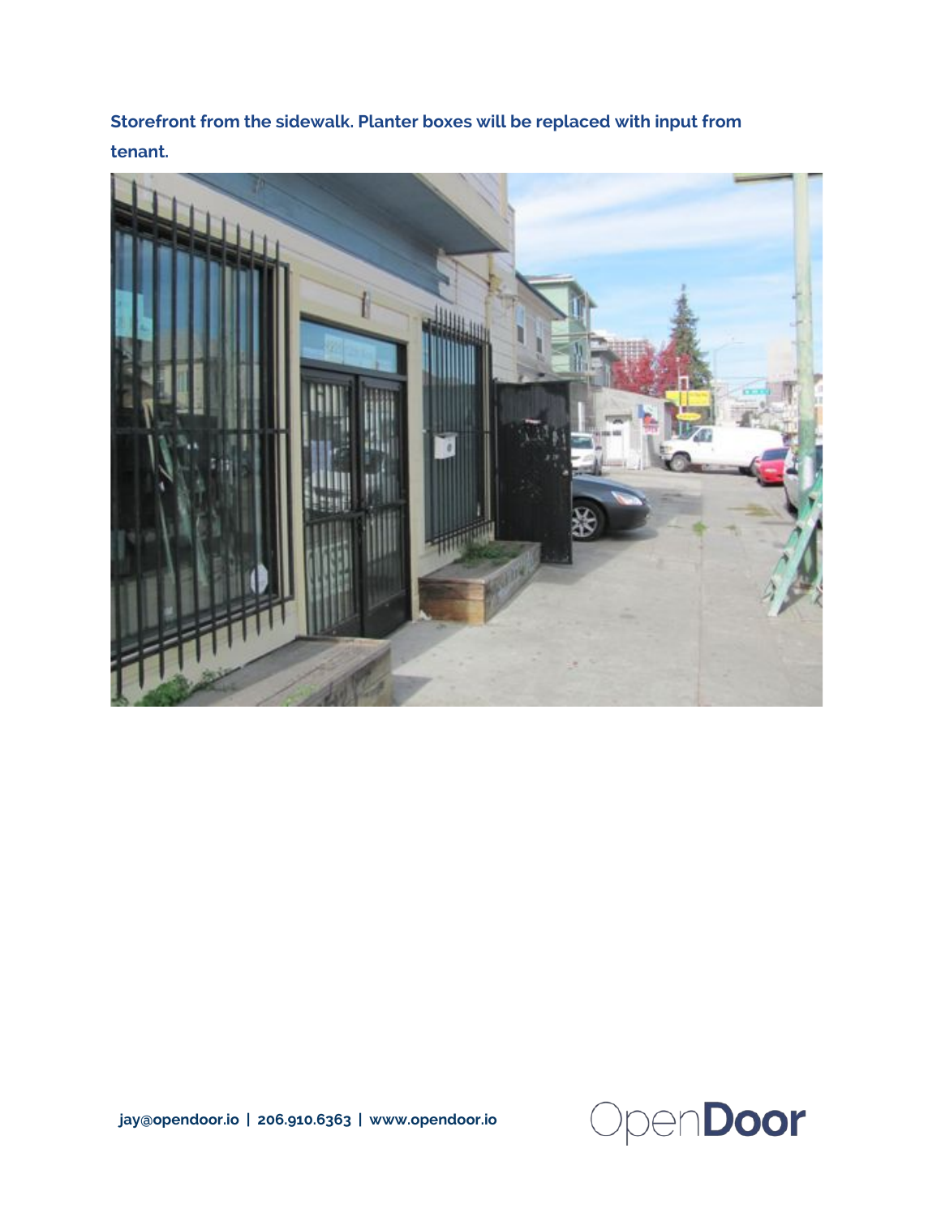**Storefront from the sidewalk. Planter boxes will be replaced with input from tenant.**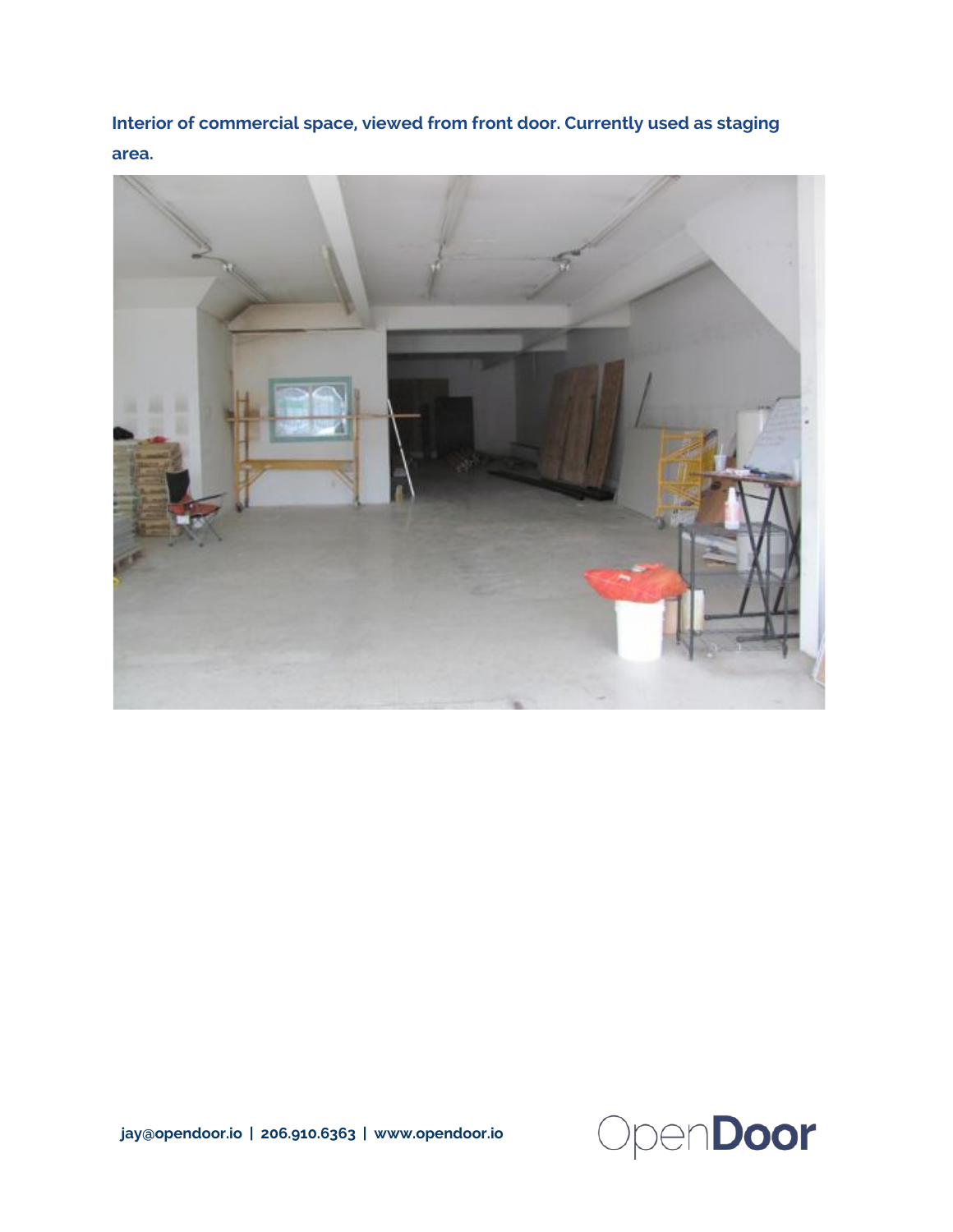**Interior of commercial space, viewed from front door. Currently used as staging area.**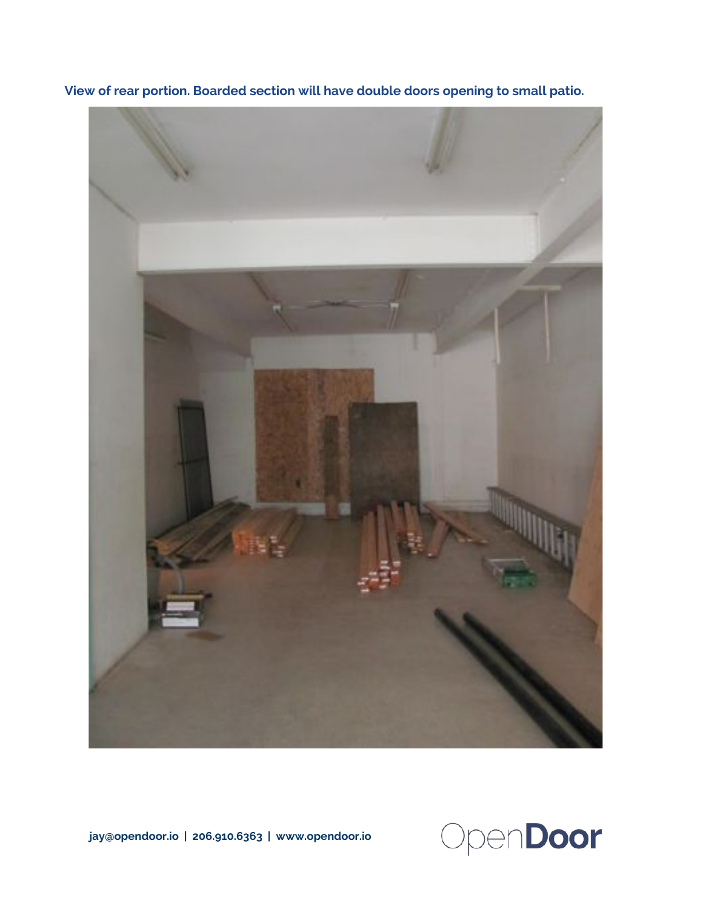**View of rear portion. Boarded section will have double doors opening to small patio.**